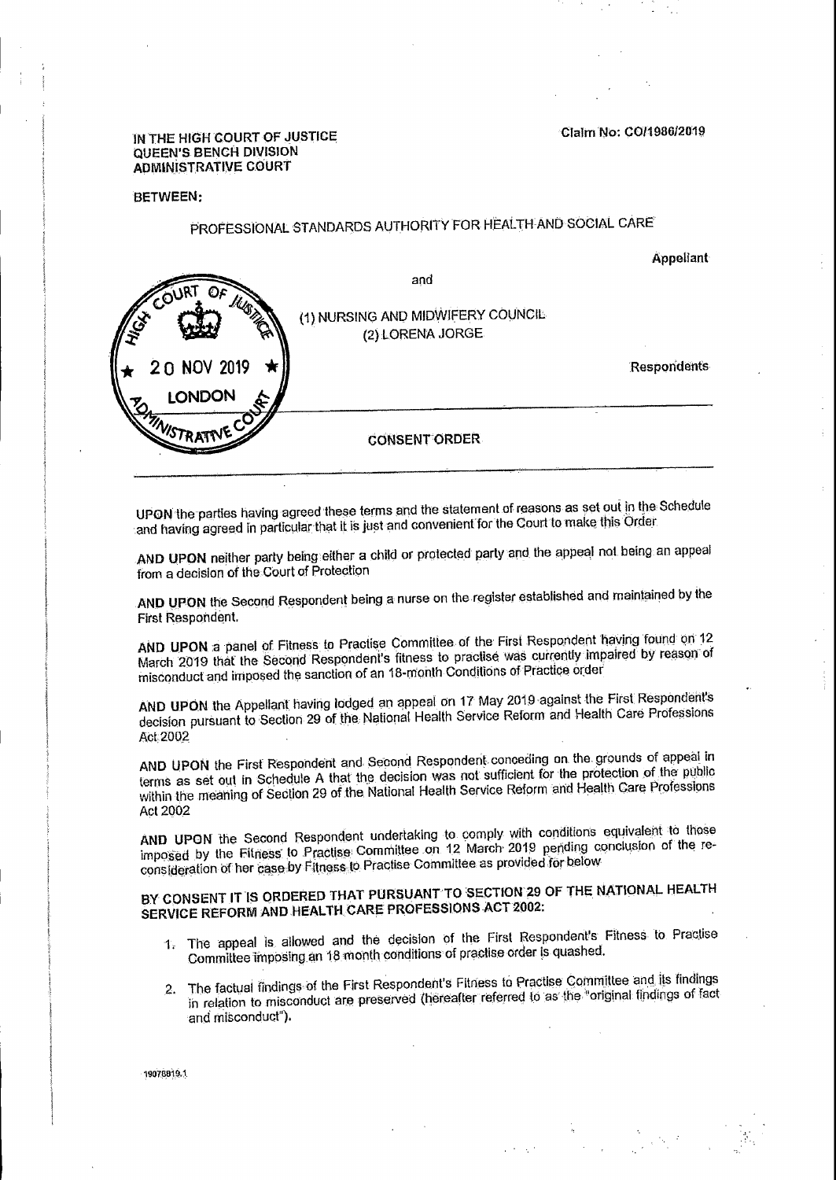IN THE HIGH COURT OF JUSTICE
QUEEN'S BENCH DIVISION
ADMINISTRATIVE COURT

Claim No: CO/1986/2019

BETWEEN:

PROFESSIONAL STANDARDS AUTHORITY FOR HEALTH AND SOCIAL CARE

Appellant

and

(1) NURSING AND MIDWIFERY COUNCIL
(2) LORENA JORGE

Respondents

HIGH COURT OF JUSTICE
20 NOV 2019
LONDON
ADMINISTRATIVE COURT

## CONSENT ORDER

UPON the parties having agreed these terms and the statement of reasons as set out in the Schedule and having agreed in particular that it is just and convenient for the Court to make this Order

AND UPON neither party being either a child or protected party and the appeal not being an appeal from a decision of the Court of Protection

AND UPON the Second Respondent being a nurse on the register established and maintained by the First Respondent.

AND UPON a panel of Fitness to Practise Committee of the First Respondent having found on 12 March 2019 that the Second Respondent's fitness to practise was currently impaired by reason of misconduct and imposed the sanction of an 18-month Conditions of Practice order

AND UPON the Appellant having lodged an appeal on 17 May 2019 against the First Respondent's decision pursuant to Section 29 of the National Health Service Reform and Health Care Professions Act 2002

AND UPON the First Respondent and Second Respondent conceding on the grounds of appeal in terms as set out in Schedule A that the decision was not sufficient for the protection of the public within the meaning of Section 29 of the National Health Service Reform and Health Care Professions Act 2002

AND UPON the Second Respondent undertaking to comply with conditions equivalent to those imposed by the Fitness to Practise Committee on 12 March 2019 pending conclusion of the re-consideration of her case by Fitness to Practise Committee as provided for below

**BY CONSENT IT IS ORDERED THAT PURSUANT TO SECTION 29 OF THE NATIONAL HEALTH SERVICE REFORM AND HEALTH CARE PROFESSIONS ACT 2002:**

1. The appeal is allowed and the decision of the First Respondent's Fitness to Practise Committee imposing an 18 month conditions of practise order is quashed.

2. The factual findings of the First Respondent's Fitness to Practise Committee and its findings in relation to misconduct are preserved (hereafter referred to as the "original findings of fact and misconduct").

19078819.1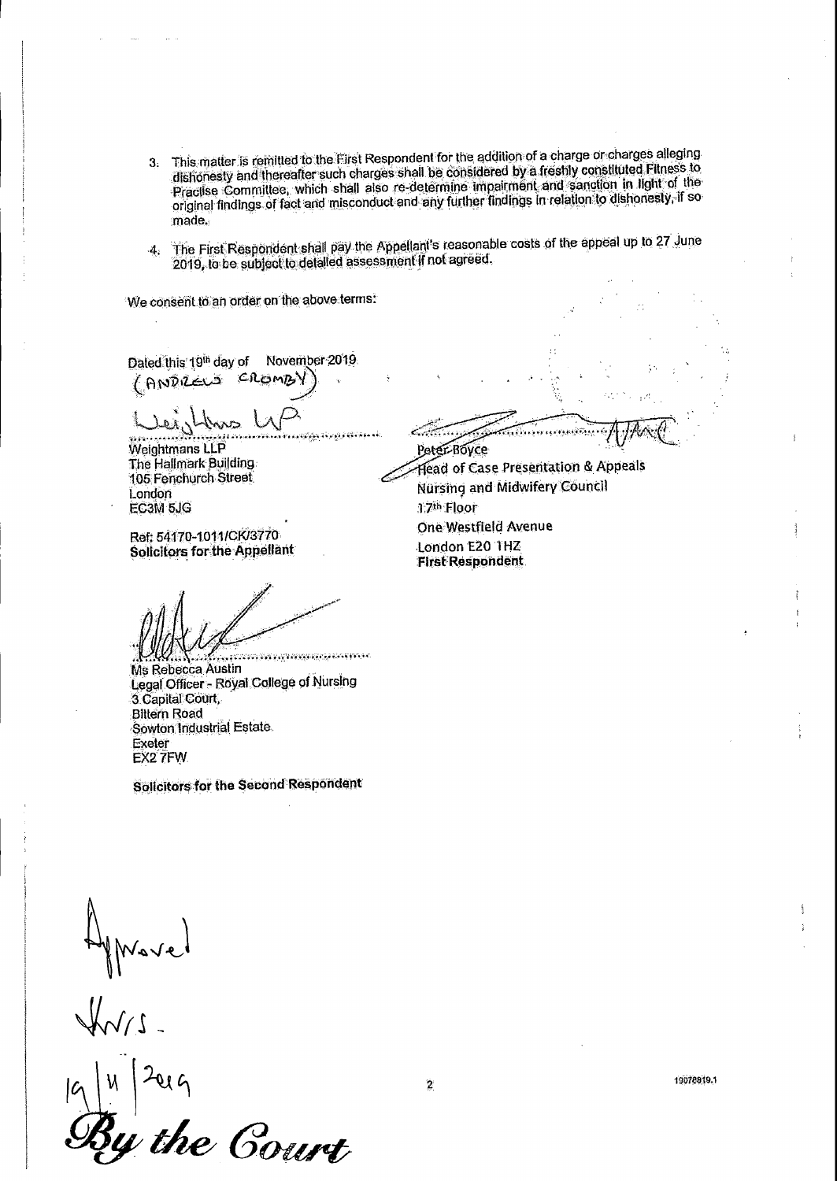3. This matter is remitted to the First Respondent for the addition of a charge or charges alleging dishonesty and thereafter such charges shall be considered by a freshly constituted Fitness to Practise Committee, which shall also re-determine impairment and sanction in light of the original findings of fact and misconduct and any further findings in relation to dishonesty, if so made.

4. The First Respondent shall pay the Appellant's reasonable costs of the appeal up to 27 June 2019, to be subject to detailed assessment if not agreed.

We consent to an order on the above terms:

Dated this 19th day of November 2019

(ANDREW CROMBY)

Weightmans LLP

Weightmans LLP
The Hallmark Building
105 Fenchurch Street
London
EC3M 5JG

Ref: 54170-1011/CK/3770
**Solicitors for the Appellant**

Peter Boyce
Head of Case Presentation & Appeals
Nursing and Midwifery Council
17th Floor
One Westfield Avenue
London E20 1HZ
**First Respondent**

Ms Rebecca Austin
Legal Officer - Royal College of Nursing
3 Capital Court,
Bittern Road
Sowton Industrial Estate
Exeter
EX2 7FW

**Solicitors for the Second Respondent**

Approved

19/11/2019

*By the Court*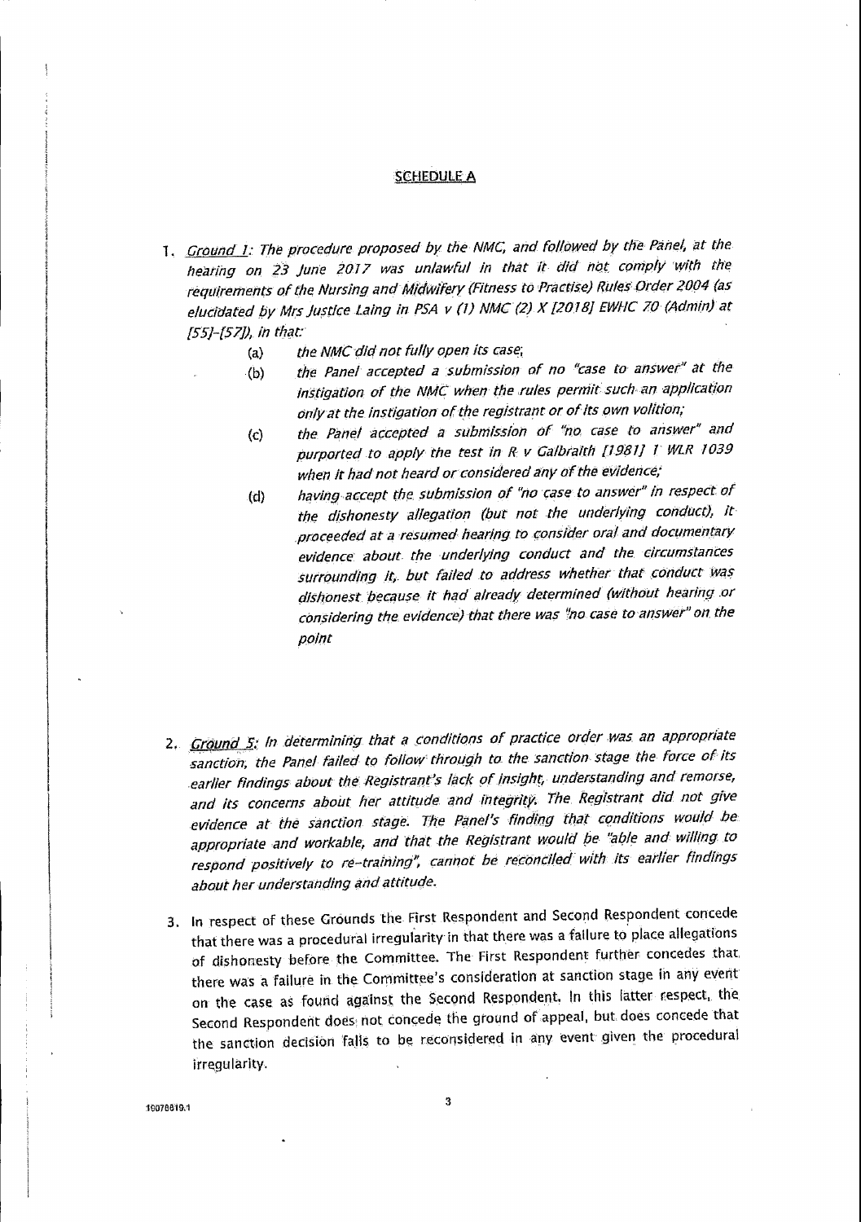## SCHEDULE A

1. *Ground 1: The procedure proposed by the NMC, and followed by the Panel, at the hearing on 23 June 2017 was unlawful in that it did not comply with the requirements of the Nursing and Midwifery (Fitness to Practise) Rules Order 2004 (as elucidated by Mrs Justice Laing in PSA v (1) NMC (2) X [2018] EWHC 70 (Admin) at [55]-[57]), in that:*

   (a) *the NMC did not fully open its case;*

   (b) *the Panel accepted a submission of no "case to answer" at the instigation of the NMC when the rules permit such an application only at the instigation of the registrant or of its own volition;*

   (c) *the Panel accepted a submission of "no case to answer" and purported to apply the test in R v Galbraith [1981] 1 WLR 1039 when it had not heard or considered any of the evidence;*

   (d) *having accept the submission of "no case to answer" in respect of the dishonesty allegation (but not the underlying conduct), it proceeded at a resumed hearing to consider oral and documentary evidence about the underlying conduct and the circumstances surrounding it, but failed to address whether that conduct was dishonest because it had already determined (without hearing or considering the evidence) that there was "no case to answer" on the point*

2. *Ground 5: In determining that a conditions of practice order was an appropriate sanction, the Panel failed to follow through to the sanction stage the force of its earlier findings about the Registrant's lack of insight, understanding and remorse, and its concerns about her attitude and integrity. The Registrant did not give evidence at the sanction stage. The Panel's finding that conditions would be appropriate and workable, and that the Registrant would be "able and willing to respond positively to re-training", cannot be reconciled with its earlier findings about her understanding and attitude.*

3. In respect of these Grounds the First Respondent and Second Respondent concede that there was a procedural irregularity in that there was a failure to place allegations of dishonesty before the Committee. The First Respondent further concedes that there was a failure in the Committee's consideration at sanction stage in any event on the case as found against the Second Respondent. In this latter respect, the Second Respondent does not concede the ground of appeal, but does concede that the sanction decision falls to be reconsidered in any event given the procedural irregularity.

16078819.1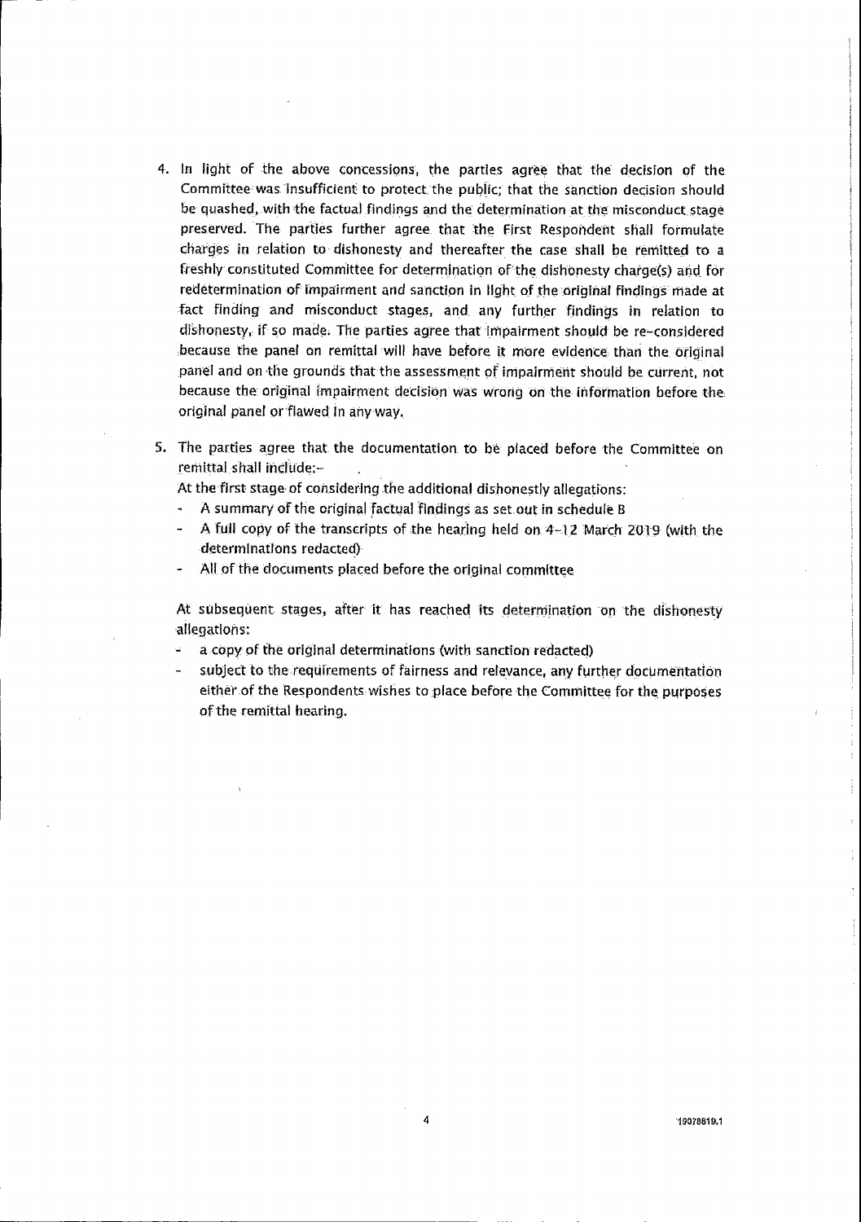4. In light of the above concessions, the parties agree that the decision of the Committee was insufficient to protect the public; that the sanction decision should be quashed, with the factual findings and the determination at the misconduct stage preserved. The parties further agree that the First Respondent shall formulate charges in relation to dishonesty and thereafter the case shall be remitted to a freshly constituted Committee for determination of the dishonesty charge(s) and for redetermination of impairment and sanction in light of the original findings made at fact finding and misconduct stages, and any further findings in relation to dishonesty, if so made. The parties agree that impairment should be re-considered because the panel on remittal will have before it more evidence than the original panel and on the grounds that the assessment of impairment should be current, not because the original impairment decision was wrong on the information before the original panel or flawed in any way.

5. The parties agree that the documentation to be placed before the Committee on remittal shall include:-

   At the first stage of considering the additional dishonestly allegations:

   - A summary of the original factual findings as set out in schedule B
   - A full copy of the transcripts of the hearing held on 4-12 March 2019 (with the determinations redacted)
   - All of the documents placed before the original committee

   At subsequent stages, after it has reached its determination on the dishonesty allegations:

   - a copy of the original determinations (with sanction redacted)
   - subject to the requirements of fairness and relevance, any further documentation either of the Respondents wishes to place before the Committee for the purposes of the remittal hearing.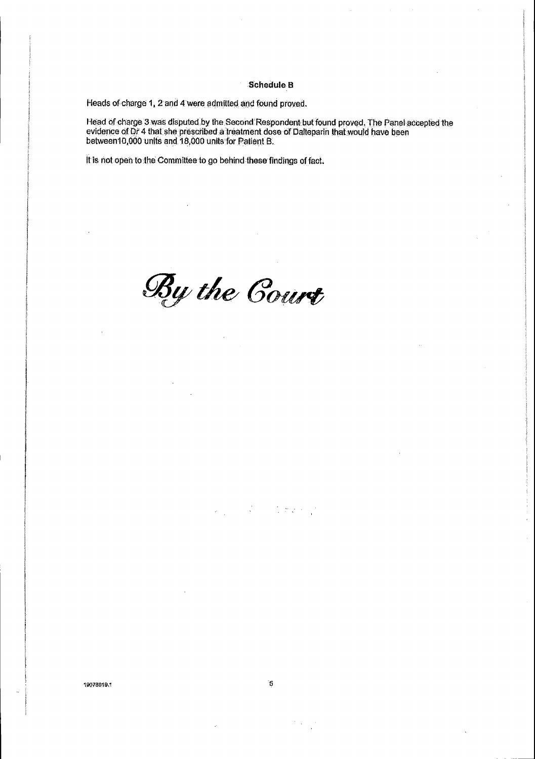## Schedule B

Heads of charge 1, 2 and 4 were admitted and found proved.

Head of charge 3 was disputed by the Second Respondent but found proved. The Panel accepted the evidence of Dr 4 that she prescribed a treatment dose of Dalteparin that would have been between10,000 units and 18,000 units for Patient B.

It is not open to the Committee to go behind these findings of fact.

*By the Court*

19078819.1